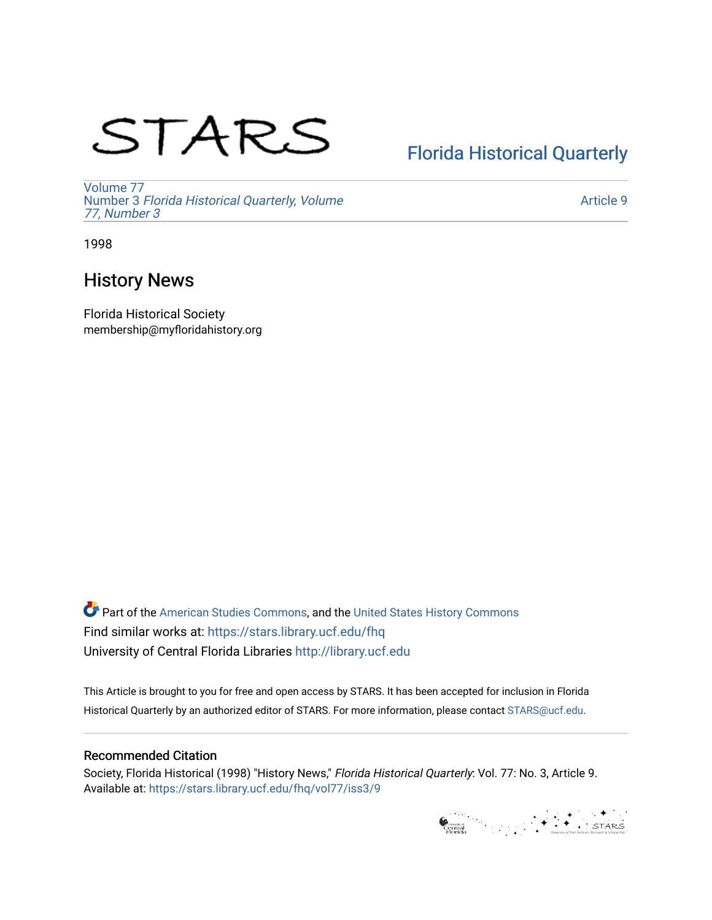STARS

Florida Historical Quarterly

Volume 77
Number 3 *Florida Historical Quarterly, Volume 77, Number 3*

Article 9

1998

# History News

Florida Historical Society
membership@myfloridahistory.org

Part of the American Studies Commons, and the United States History Commons
Find similar works at: https://stars.library.ucf.edu/fhq
University of Central Florida Libraries http://library.ucf.edu

This Article is brought to you for free and open access by STARS. It has been accepted for inclusion in Florida Historical Quarterly by an authorized editor of STARS. For more information, please contact STARS@ucf.edu.

## Recommended Citation

Society, Florida Historical (1998) "History News," *Florida Historical Quarterly*: Vol. 77: No. 3, Article 9.
Available at: https://stars.library.ucf.edu/fhq/vol77/iss3/9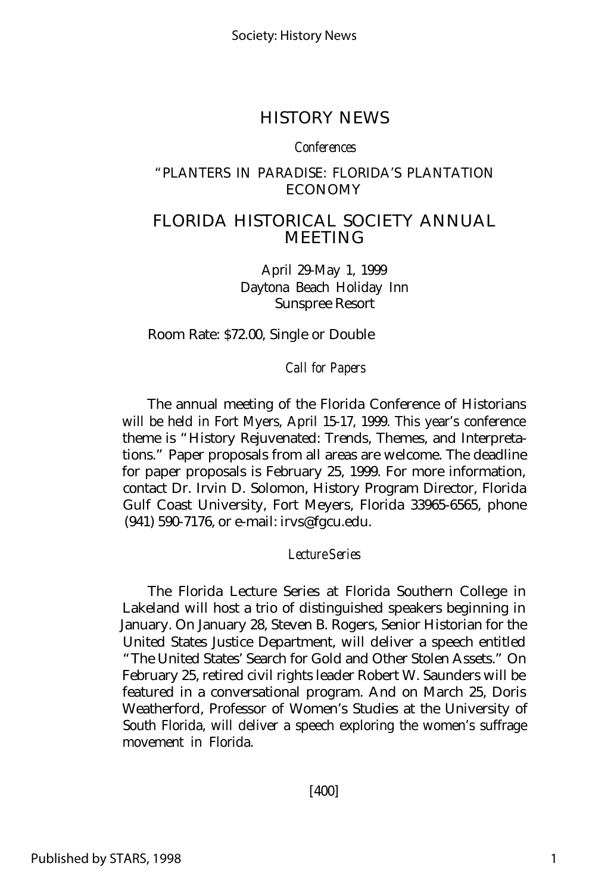# HISTORY NEWS

*Conferences*

"PLANTERS IN PARADISE: FLORIDA'S PLANTATION ECONOMY

## FLORIDA HISTORICAL SOCIETY ANNUAL MEETING

April 29-May 1, 1999
Daytona Beach Holiday Inn
Sunspree Resort

Room Rate: $72.00, Single or Double

*Call for Papers*

The annual meeting of the Florida Conference of Historians will be held in Fort Myers, April 15-17, 1999. This year's conference theme is "History Rejuvenated: Trends, Themes, and Interpretations." Paper proposals from all areas are welcome. The deadline for paper proposals is February 25, 1999. For more information, contact Dr. Irvin D. Solomon, History Program Director, Florida Gulf Coast University, Fort Meyers, Florida 33965-6565, phone (941) 590-7176, or e-mail: irvs@fgcu.edu.

*Lecture Series*

The Florida Lecture Series at Florida Southern College in Lakeland will host a trio of distinguished speakers beginning in January. On January 28, Steven B. Rogers, Senior Historian for the United States Justice Department, will deliver a speech entitled "The United States' Search for Gold and Other Stolen Assets." On February 25, retired civil rights leader Robert W. Saunders will be featured in a conversational program. And on March 25, Doris Weatherford, Professor of Women's Studies at the University of South Florida, will deliver a speech exploring the women's suffrage movement in Florida.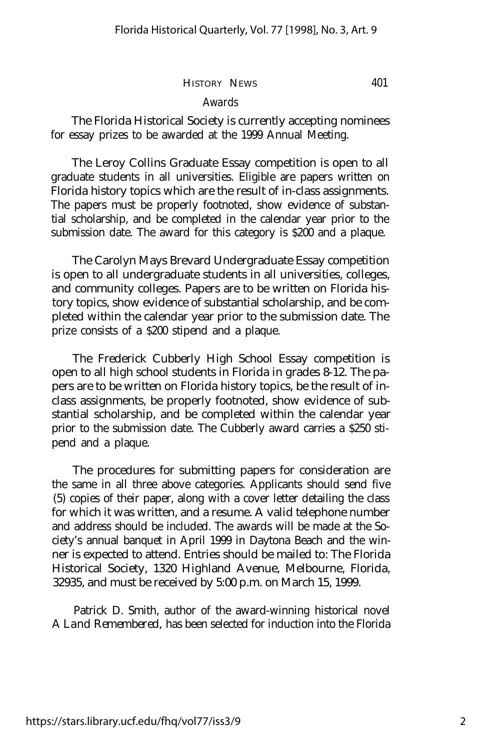## Awards

The Florida Historical Society is currently accepting nominees for essay prizes to be awarded at the 1999 Annual Meeting.

The Leroy Collins Graduate Essay competition is open to all graduate students in all universities. Eligible are papers written on Florida history topics which are the result of in-class assignments. The papers must be properly footnoted, show evidence of substantial scholarship, and be completed in the calendar year prior to the submission date. The award for this category is $200 and a plaque.

The Carolyn Mays Brevard Undergraduate Essay competition is open to all undergraduate students in all universities, colleges, and community colleges. Papers are to be written on Florida history topics, show evidence of substantial scholarship, and be completed within the calendar year prior to the submission date. The prize consists of a $200 stipend and a plaque.

The Frederick Cubberly High School Essay competition is open to all high school students in Florida in grades 8-12. The papers are to be written on Florida history topics, be the result of in-class assignments, be properly footnoted, show evidence of substantial scholarship, and be completed within the calendar year prior to the submission date. The Cubberly award carries a $250 stipend and a plaque.

The procedures for submitting papers for consideration are the same in all three above categories. Applicants should send five (5) copies of their paper, along with a cover letter detailing the class for which it was written, and a resume. A valid telephone number and address should be included. The awards will be made at the Society's annual banquet in April 1999 in Daytona Beach and the winner is expected to attend. Entries should be mailed to: The Florida Historical Society, 1320 Highland Avenue, Melbourne, Florida, 32935, and must be received by 5:00 p.m. on March 15, 1999.

Patrick D. Smith, author of the award-winning historical novel *A Land Remembered*, has been selected for induction into the Florida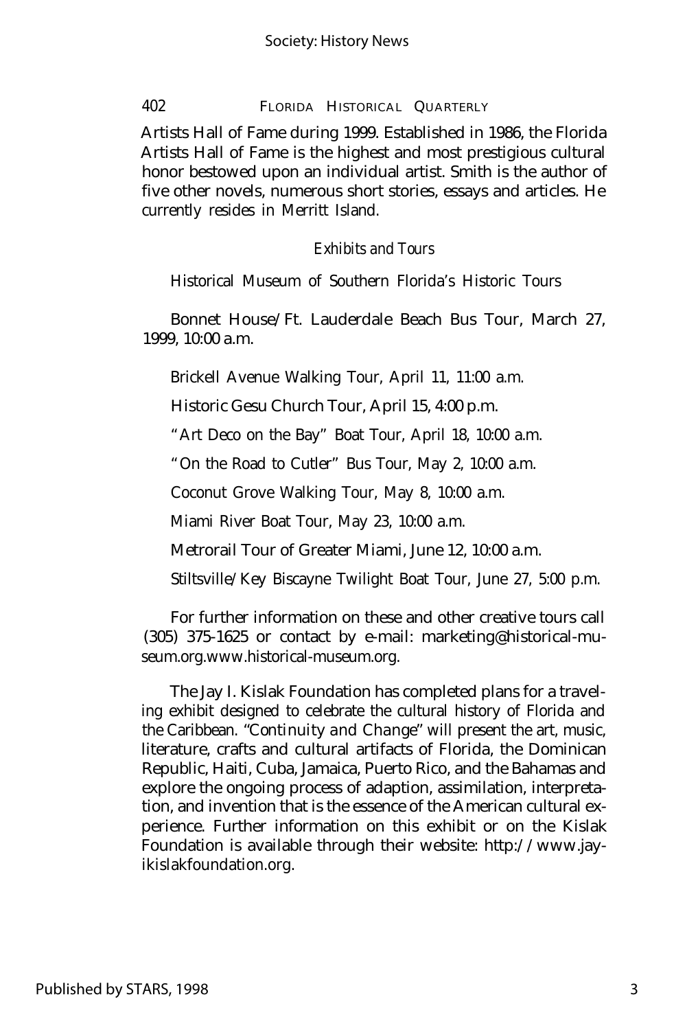Artists Hall of Fame during 1999. Established in 1986, the Florida Artists Hall of Fame is the highest and most prestigious cultural honor bestowed upon an individual artist. Smith is the author of five other novels, numerous short stories, essays and articles. He currently resides in Merritt Island.

### *Exhibits and Tours*

Historical Museum of Southern Florida's Historic Tours

Bonnet House/Ft. Lauderdale Beach Bus Tour, March 27, 1999, 10:00 a.m.

Brickell Avenue Walking Tour, April 11, 11:00 a.m.

Historic Gesu Church Tour, April 15, 4:00 p.m.

"Art Deco on the Bay" Boat Tour, April 18, 10:00 a.m.

"On the Road to Cutler" Bus Tour, May 2, 10:00 a.m.

Coconut Grove Walking Tour, May 8, 10:00 a.m.

Miami River Boat Tour, May 23, 10:00 a.m.

Metrorail Tour of Greater Miami, June 12, 10:00 a.m.

Stiltsville/Key Biscayne Twilight Boat Tour, June 27, 5:00 p.m.

For further information on these and other creative tours call (305) 375-1625 or contact by e-mail: marketing@historical-museum.org.www.historical-museum.org.

The Jay I. Kislak Foundation has completed plans for a traveling exhibit designed to celebrate the cultural history of Florida and the Caribbean. "Continuity and Change" will present the art, music, literature, crafts and cultural artifacts of Florida, the Dominican Republic, Haiti, Cuba, Jamaica, Puerto Rico, and the Bahamas and explore the ongoing process of adaption, assimilation, interpretation, and invention that is the essence of the American cultural experience. Further information on this exhibit or on the Kislak Foundation is available through their website: http://www.jayikislakfoundation.org.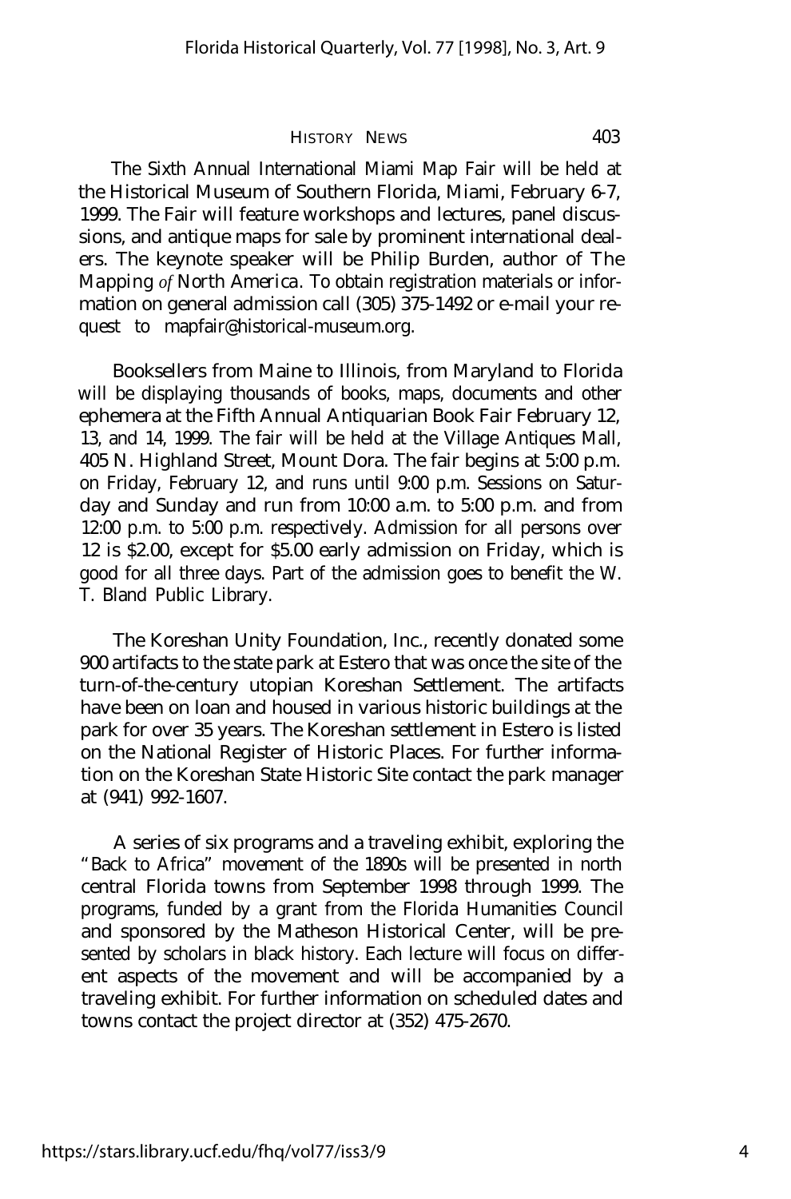The Sixth Annual International Miami Map Fair will be held at the Historical Museum of Southern Florida, Miami, February 6-7, 1999. The Fair will feature workshops and lectures, panel discussions, and antique maps for sale by prominent international dealers. The keynote speaker will be Philip Burden, author of *The Mapping of North America*. To obtain registration materials or information on general admission call (305) 375-1492 or e-mail your request to mapfair@historical-museum.org.

Booksellers from Maine to Illinois, from Maryland to Florida will be displaying thousands of books, maps, documents and other ephemera at the Fifth Annual Antiquarian Book Fair February 12, 13, and 14, 1999. The fair will be held at the Village Antiques Mall, 405 N. Highland Street, Mount Dora. The fair begins at 5:00 p.m. on Friday, February 12, and runs until 9:00 p.m. Sessions on Saturday and Sunday and run from 10:00 a.m. to 5:00 p.m. and from 12:00 p.m. to 5:00 p.m. respectively. Admission for all persons over 12 is $2.00, except for $5.00 early admission on Friday, which is good for all three days. Part of the admission goes to benefit the W. T. Bland Public Library.

The Koreshan Unity Foundation, Inc., recently donated some 900 artifacts to the state park at Estero that was once the site of the turn-of-the-century utopian Koreshan Settlement. The artifacts have been on loan and housed in various historic buildings at the park for over 35 years. The Koreshan settlement in Estero is listed on the National Register of Historic Places. For further information on the Koreshan State Historic Site contact the park manager at (941) 992-1607.

A series of six programs and a traveling exhibit, exploring the "Back to Africa" movement of the 1890s will be presented in north central Florida towns from September 1998 through 1999. The programs, funded by a grant from the Florida Humanities Council and sponsored by the Matheson Historical Center, will be presented by scholars in black history. Each lecture will focus on different aspects of the movement and will be accompanied by a traveling exhibit. For further information on scheduled dates and towns contact the project director at (352) 475-2670.